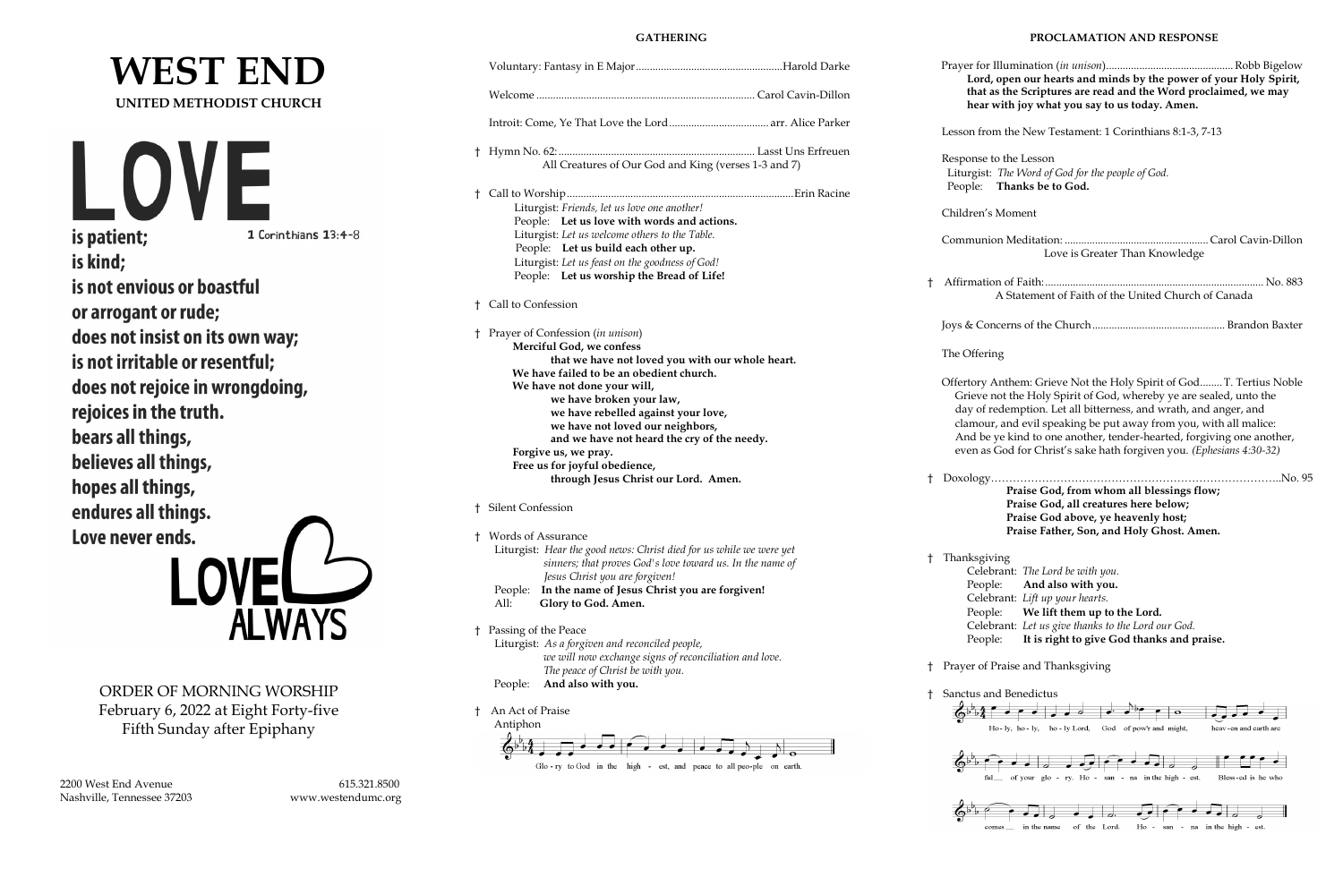# WEST END

**UNITED METHODIST CHURCH**

# LOVE

**is patient;** 1 Corinthians 13:4-8

**is kind;**

**is not envious or boastful**

**or arrogant or rude;**

**does not insist on its own way;**

**is not irritable or resentful;**

**does not rejoice in wrongdoing,**

**rejoices in the truth.**

**bears all things,**

**believes all things,**

**hopes all things,**

**endures all things.**

**Love never ends.**

LOVE ALWAYS

ORDER OF MORNING WORSHIP
February 6, 2022 at Eight Forty-five
Fifth Sunday after Epiphany

2200 West End Avenue
Nashville, Tennessee 37203

615.321.8500
www.westendumc.org

## GATHERING

Voluntary: Fantasy in E Major .......... Harold Darke

Welcome .......... Carol Cavin-Dillon

Introit: Come, Ye That Love the Lord .......... arr. Alice Parker

† Hymn No. 62: .......... Lasst Uns Erfreuen
All Creatures of Our God and King (verses 1-3 and 7)

† Call to Worship .......... Erin Racine
Liturgist: *Friends, let us love one another!*
People: **Let us love with words and actions.**
Liturgist: *Let us welcome others to the Table.*
People: **Let us build each other up.**
Liturgist: *Let us feast on the goodness of God!*
People: **Let us worship the Bread of Life!**

† Call to Confession

† Prayer of Confession (*in unison*)
**Merciful God, we confess**
**that we have not loved you with our whole heart.**
**We have failed to be an obedient church.**
**We have not done your will,**
**we have broken your law,**
**we have rebelled against your love,**
**we have not loved our neighbors,**
**and we have not heard the cry of the needy.**
**Forgive us, we pray.**
**Free us for joyful obedience,**
**through Jesus Christ our Lord. Amen.**

† Silent Confession

† Words of Assurance
Liturgist: *Hear the good news: Christ died for us while we were yet sinners; that proves God's love toward us. In the name of Jesus Christ you are forgiven!*
People: **In the name of Jesus Christ you are forgiven!**
All: **Glory to God. Amen.**

† Passing of the Peace
Liturgist: *As a forgiven and reconciled people, we will now exchange signs of reconciliation and love. The peace of Christ be with you.*
People: **And also with you.**

† An Act of Praise
Antiphon

Glo - ry to God in the high - est, and peace to all peo-ple on earth.

## PROCLAMATION AND RESPONSE

Prayer for Illumination (*in unison*) .......... Robb Bigelow
**Lord, open our hearts and minds by the power of your Holy Spirit, that as the Scriptures are read and the Word proclaimed, we may hear with joy what you say to us today. Amen.**

Lesson from the New Testament: 1 Corinthians 8:1-3, 7-13

Response to the Lesson
Liturgist: *The Word of God for the people of God.*
People: **Thanks be to God.**

Children's Moment

Communion Meditation: .......... Carol Cavin-Dillon
Love is Greater Than Knowledge

† Affirmation of Faith: .......... No. 883
A Statement of Faith of the United Church of Canada

Joys & Concerns of the Church .......... Brandon Baxter

The Offering

Offertory Anthem: Grieve Not the Holy Spirit of God .......... T. Tertius Noble
Grieve not the Holy Spirit of God, whereby ye are sealed, unto the day of redemption. Let all bitterness, and wrath, and anger, and clamour, and evil speaking be put away from you, with all malice: And be ye kind to one another, tender-hearted, forgiving one another, even as God for Christ's sake hath forgiven you. *(Ephesians 4:30-32)*

† Doxology .......... No. 95
**Praise God, from whom all blessings flow;**
**Praise God, all creatures here below;**
**Praise God above, ye heavenly host;**
**Praise Father, Son, and Holy Ghost. Amen.**

† Thanksgiving
Celebrant: *The Lord be with you.*
People: **And also with you.**
Celebrant: *Lift up your hearts.*
People: **We lift them up to the Lord.**
Celebrant: *Let us give thanks to the Lord our God.*
People: **It is right to give God thanks and praise.**

† Prayer of Praise and Thanksgiving

† Sanctus and Benedictus

Ho - ly, ho - ly, ho - ly Lord, God of pow'r and might, heav - en and earth are full of your glo - ry. Ho - san - na in the high - est. Bless - ed is he who comes in the name of the Lord. Ho - san - na in the high - est.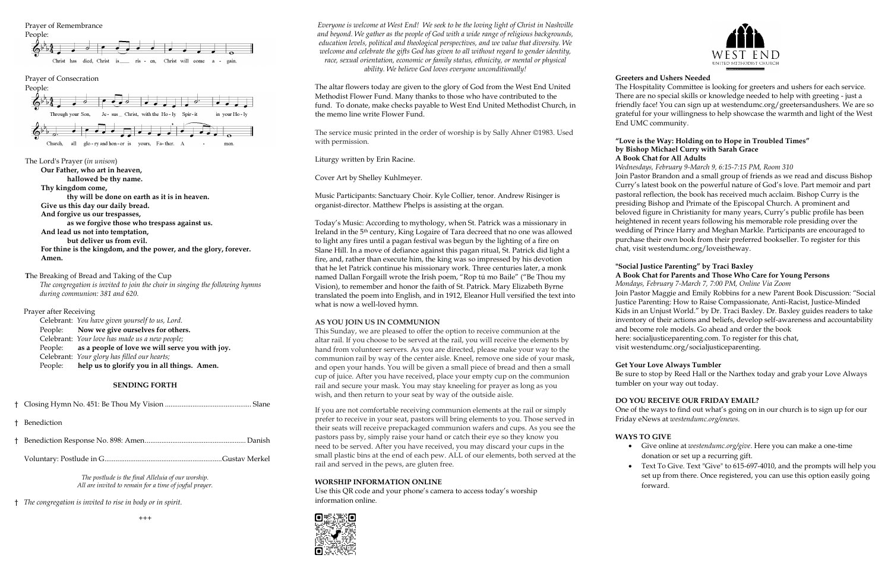Prayer of Remembrance

People:

Christ has died, Christ is ris - en, Christ will come a - gain.

Prayer of Consecration

People:

Through your Son, Je - sus Christ, with the Ho - ly Spir - it in your Ho - ly Church, all glo - ry and hon - or is yours, Fa - ther. A - men.

The Lord's Prayer (*in unison*)

**Our Father, who art in heaven,**
**hallowed be thy name.**
**Thy kingdom come,**
**thy will be done on earth as it is in heaven.**
**Give us this day our daily bread.**
**And forgive us our trespasses,**
**as we forgive those who trespass against us.**
**And lead us not into temptation,**
**but deliver us from evil.**
**For thine is the kingdom, and the power, and the glory, forever. Amen.**

The Breaking of Bread and Taking of the Cup

*The congregation is invited to join the choir in singing the following hymns during communion: 381 and 620.*

Prayer after Receiving

Celebrant: *You have given yourself to us, Lord.*
People: **Now we give ourselves for others.**
Celebrant: *Your love has made us a new people;*
People: **as a people of love we will serve you with joy.**
Celebrant: *Your glory has filled our hearts;*
People: **help us to glorify you in all things. Amen.**

## SENDING FORTH

† Closing Hymn No. 451: Be Thou My Vision ............................................... Slane

† Benediction

† Benediction Response No. 898: Amen....................................................... Danish

Voluntary: Postlude in G................................................................Gustav Merkel

*The postlude is the final Alleluia of our worship. All are invited to remain for a time of joyful prayer.*

† *The congregation is invited to rise in body or in spirit.*

+++

*Everyone is welcome at West End! We seek to be the loving light of Christ in Nashville and beyond. We gather as the people of God with a wide range of religious backgrounds, education levels, political and theological perspectives, and we value that diversity. We welcome and celebrate the gifts God has given to all without regard to gender identity, race, sexual orientation, economic or family status, ethnicity, or mental or physical ability. We believe God loves everyone unconditionally!*

The altar flowers today are given to the glory of God from the West End United Methodist Flower Fund. Many thanks to those who have contributed to the fund. To donate, make checks payable to West End United Methodist Church, in the memo line write Flower Fund.

The service music printed in the order of worship is by Sally Ahner ©1983. Used with permission.

Liturgy written by Erin Racine.

Cover Art by Shelley Kuhlmeyer.

Music Participants: Sanctuary Choir. Kyle Collier, tenor. Andrew Risinger is organist-director. Matthew Phelps is assisting at the organ.

Today's Music: According to mythology, when St. Patrick was a missionary in Ireland in the 5th century, King Logaire of Tara decreed that no one was allowed to light any fires until a pagan festival was begun by the lighting of a fire on Slane Hill. In a move of defiance against this pagan ritual, St. Patrick did light a fire, and, rather than execute him, the king was so impressed by his devotion that he let Patrick continue his missionary work. Three centuries later, a monk named Dallan Forgaill wrote the Irish poem, "Rop tú mo Baile" ("Be Thou my Vision), to remember and honor the faith of St. Patrick. Mary Elizabeth Byrne translated the poem into English, and in 1912, Eleanor Hull versified the text into what is now a well-loved hymn.

### AS YOU JOIN US IN COMMUNION

This Sunday, we are pleased to offer the option to receive communion at the altar rail. If you choose to be served at the rail, you will receive the elements by hand from volunteer servers. As you are directed, please make your way to the communion rail by way of the center aisle. Kneel, remove one side of your mask, and open your hands. You will be given a small piece of bread and then a small cup of juice. After you have received, place your empty cup on the communion rail and secure your mask. You may stay kneeling for prayer as long as you wish, and then return to your seat by way of the outside aisle.

If you are not comfortable receiving communion elements at the rail or simply prefer to receive in your seat, pastors will bring elements to you. Those served in their seats will receive prepackaged communion wafers and cups. As you see the pastors pass by, simply raise your hand or catch their eye so they know you need to be served. After you have received, you may discard your cups in the small plastic bins at the end of each pew. ALL of our elements, both served at the rail and served in the pews, are gluten free.

### WORSHIP INFORMATION ONLINE

Use this QR code and your phone's camera to access today's worship information online.

WEST END
UNITED METHODIST CHURCH

### Greeters and Ushers Needed

The Hospitality Committee is looking for greeters and ushers for each service. There are no special skills or knowledge needed to help with greeting - just a friendly face! You can sign up at westendumc.org/greetersandushers. We are so grateful for your willingness to help showcase the warmth and light of the West End UMC community.

### "Love is the Way: Holding on to Hope in Troubled Times" by Bishop Michael Curry with Sarah Grace
### A Book Chat for All Adults

*Wednesdays, February 9-March 9, 6:15-7:15 PM, Room 310*

Join Pastor Brandon and a small group of friends as we read and discuss Bishop Curry's latest book on the powerful nature of God's love. Part memoir and part pastoral reflection, the book has received much acclaim. Bishop Curry is the presiding Bishop and Primate of the Episcopal Church. A prominent and beloved figure in Christianity for many years, Curry's public profile has been heightened in recent years following his memorable role presiding over the wedding of Prince Harry and Meghan Markle. Participants are encouraged to purchase their own book from their preferred bookseller. To register for this chat, visit westendumc.org/loveistheway.

### "Social Justice Parenting" by Traci Baxley
### A Book Chat for Parents and Those Who Care for Young Persons

*Mondays, February 7-March 7, 7:00 PM, Online Via Zoom*

Join Pastor Maggie and Emily Robbins for a new Parent Book Discussion: "Social Justice Parenting: How to Raise Compassionate, Anti-Racist, Justice-Minded Kids in an Unjust World." by Dr. Traci Baxley. Dr. Baxley guides readers to take inventory of their actions and beliefs, develop self-awareness and accountability and become role models. Go ahead and order the book here: socialjusticeparenting.com. To register for this chat, visit westendumc.org/socialjusticeparenting.

### Get Your Love Always Tumbler

Be sure to stop by Reed Hall or the Narthex today and grab your Love Always tumbler on your way out today.

### DO YOU RECEIVE OUR FRIDAY EMAIL?

One of the ways to find out what's going on in our church is to sign up for our Friday eNews at *westendumc.org/enews.*

### WAYS TO GIVE

- Give online at *westendumc.org/give*. Here you can make a one-time donation or set up a recurring gift.
- Text To Give. Text "Give" to 615-697-4010, and the prompts will help you set up from there. Once registered, you can use this option easily going forward.